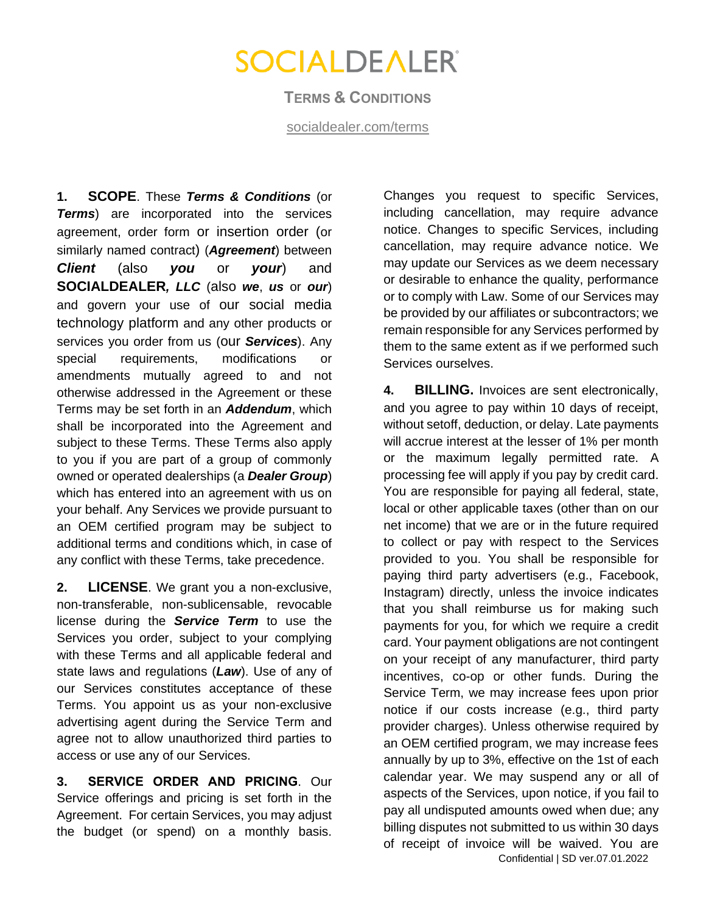# SOCIALDEALER

## TERMS & CONDITIONS

socialdealer.com/terms

**1. SCOPE**. These ***Terms & Conditions*** (or ***Terms***) are incorporated into the services agreement, order form or insertion order (or similarly named contract) (***Agreement***) between ***Client*** (also ***you*** or ***your***) and **SOCIALDEALER*, LLC*** (also ***we***, ***us*** or ***our***) and govern your use of our social media technology platform and any other products or services you order from us (our ***Services***). Any special requirements, modifications or amendments mutually agreed to and not otherwise addressed in the Agreement or these Terms may be set forth in an ***Addendum***, which shall be incorporated into the Agreement and subject to these Terms. These Terms also apply to you if you are part of a group of commonly owned or operated dealerships (a ***Dealer Group***) which has entered into an agreement with us on your behalf. Any Services we provide pursuant to an OEM certified program may be subject to additional terms and conditions which, in case of any conflict with these Terms, take precedence.

**2. LICENSE**. We grant you a non-exclusive, non-transferable, non-sublicensable, revocable license during the ***Service Term*** to use the Services you order, subject to your complying with these Terms and all applicable federal and state laws and regulations (***Law***). Use of any of our Services constitutes acceptance of these Terms. You appoint us as your non-exclusive advertising agent during the Service Term and agree not to allow unauthorized third parties to access or use any of our Services.

**3. SERVICE ORDER AND PRICING**. Our Service offerings and pricing is set forth in the Agreement. For certain Services, you may adjust the budget (or spend) on a monthly basis. Changes you request to specific Services, including cancellation, may require advance notice. Changes to specific Services, including cancellation, may require advance notice. We may update our Services as we deem necessary or desirable to enhance the quality, performance or to comply with Law. Some of our Services may be provided by our affiliates or subcontractors; we remain responsible for any Services performed by them to the same extent as if we performed such Services ourselves.

**4. BILLING.** Invoices are sent electronically, and you agree to pay within 10 days of receipt, without setoff, deduction, or delay. Late payments will accrue interest at the lesser of 1% per month or the maximum legally permitted rate. A processing fee will apply if you pay by credit card. You are responsible for paying all federal, state, local or other applicable taxes (other than on our net income) that we are or in the future required to collect or pay with respect to the Services provided to you. You shall be responsible for paying third party advertisers (e.g., Facebook, Instagram) directly, unless the invoice indicates that you shall reimburse us for making such payments for you, for which we require a credit card. Your payment obligations are not contingent on your receipt of any manufacturer, third party incentives, co-op or other funds. During the Service Term, we may increase fees upon prior notice if our costs increase (e.g., third party provider charges). Unless otherwise required by an OEM certified program, we may increase fees annually by up to 3%, effective on the 1st of each calendar year. We may suspend any or all of aspects of the Services, upon notice, if you fail to pay all undisputed amounts owed when due; any billing disputes not submitted to us within 30 days of receipt of invoice will be waived. You are

Confidential | SD ver.07.01.2022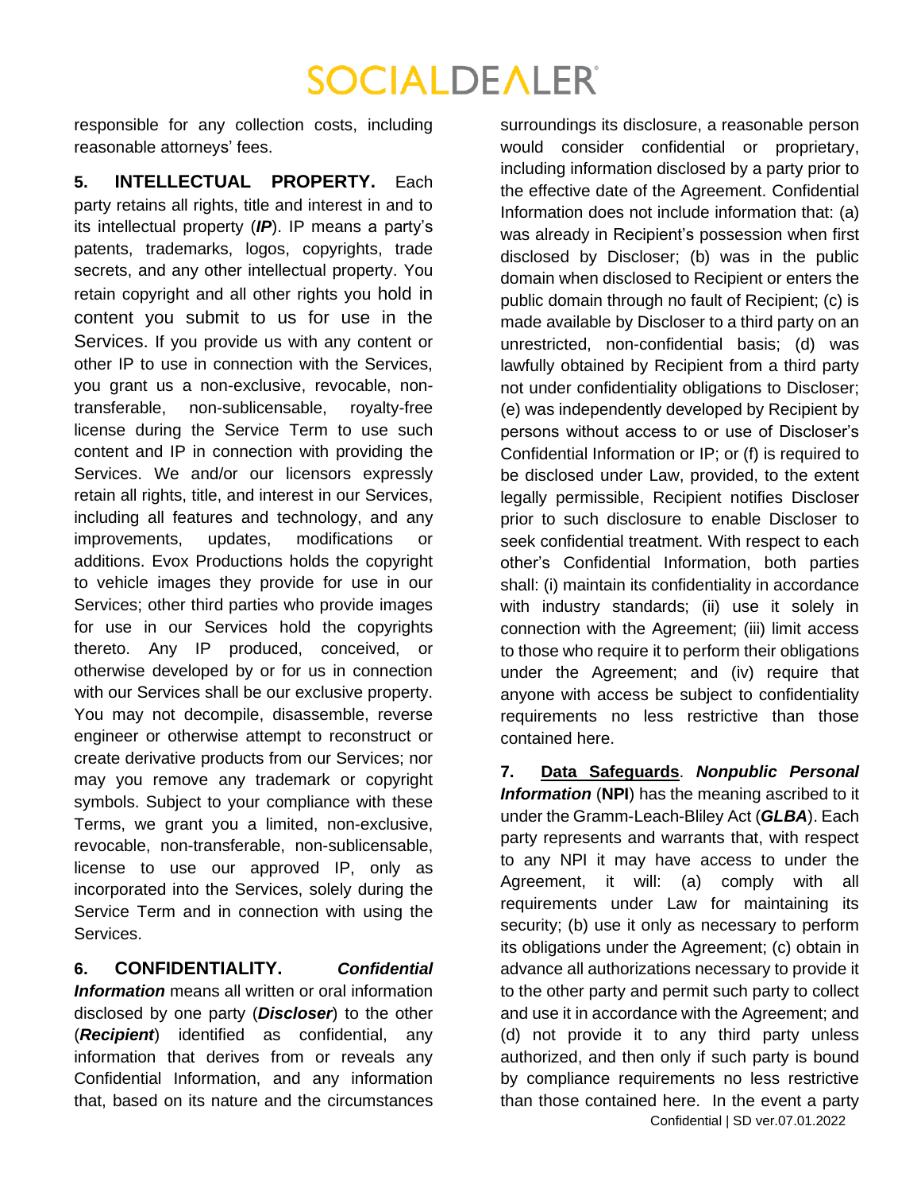responsible for any collection costs, including reasonable attorneys' fees.

**5. INTELLECTUAL PROPERTY.** Each party retains all rights, title and interest in and to its intellectual property (***IP***). IP means a party's patents, trademarks, logos, copyrights, trade secrets, and any other intellectual property. You retain copyright and all other rights you hold in content you submit to us for use in the Services. If you provide us with any content or other IP to use in connection with the Services, you grant us a non-exclusive, revocable, non-transferable, non-sublicensable, royalty-free license during the Service Term to use such content and IP in connection with providing the Services. We and/or our licensors expressly retain all rights, title, and interest in our Services, including all features and technology, and any improvements, updates, modifications or additions. Evox Productions holds the copyright to vehicle images they provide for use in our Services; other third parties who provide images for use in our Services hold the copyrights thereto. Any IP produced, conceived, or otherwise developed by or for us in connection with our Services shall be our exclusive property. You may not decompile, disassemble, reverse engineer or otherwise attempt to reconstruct or create derivative products from our Services; nor may you remove any trademark or copyright symbols. Subject to your compliance with these Terms, we grant you a limited, non-exclusive, revocable, non-transferable, non-sublicensable, license to use our approved IP, only as incorporated into the Services, solely during the Service Term and in connection with using the Services.

**6. CONFIDENTIALITY.** ***Confidential Information*** means all written or oral information disclosed by one party (***Discloser***) to the other (***Recipient***) identified as confidential, any information that derives from or reveals any Confidential Information, and any information that, based on its nature and the circumstances surroundings its disclosure, a reasonable person would consider confidential or proprietary, including information disclosed by a party prior to the effective date of the Agreement. Confidential Information does not include information that: (a) was already in Recipient's possession when first disclosed by Discloser; (b) was in the public domain when disclosed to Recipient or enters the public domain through no fault of Recipient; (c) is made available by Discloser to a third party on an unrestricted, non-confidential basis; (d) was lawfully obtained by Recipient from a third party not under confidentiality obligations to Discloser; (e) was independently developed by Recipient by persons without access to or use of Discloser's Confidential Information or IP; or (f) is required to be disclosed under Law, provided, to the extent legally permissible, Recipient notifies Discloser prior to such disclosure to enable Discloser to seek confidential treatment. With respect to each other's Confidential Information, both parties shall: (i) maintain its confidentiality in accordance with industry standards; (ii) use it solely in connection with the Agreement; (iii) limit access to those who require it to perform their obligations under the Agreement; and (iv) require that anyone with access be subject to confidentiality requirements no less restrictive than those contained here.

**7. Data Safeguards**. ***Nonpublic Personal Information*** (**NPI**) has the meaning ascribed to it under the Gramm-Leach-Bliley Act (***GLBA***). Each party represents and warrants that, with respect to any NPI it may have access to under the Agreement, it will: (a) comply with all requirements under Law for maintaining its security; (b) use it only as necessary to perform its obligations under the Agreement; (c) obtain in advance all authorizations necessary to provide it to the other party and permit such party to collect and use it in accordance with the Agreement; and (d) not provide it to any third party unless authorized, and then only if such party is bound by compliance requirements no less restrictive than those contained here. In the event a party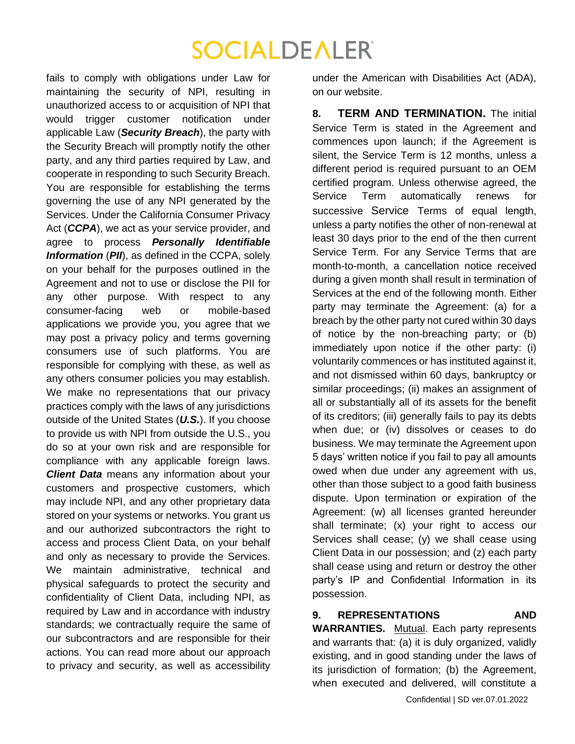fails to comply with obligations under Law for maintaining the security of NPI, resulting in unauthorized access to or acquisition of NPI that would trigger customer notification under applicable Law (***Security Breach***), the party with the Security Breach will promptly notify the other party, and any third parties required by Law, and cooperate in responding to such Security Breach. You are responsible for establishing the terms governing the use of any NPI generated by the Services. Under the California Consumer Privacy Act (***CCPA***), we act as your service provider, and agree to process ***Personally Identifiable Information*** (***PII***), as defined in the CCPA, solely on your behalf for the purposes outlined in the Agreement and not to use or disclose the PII for any other purpose. With respect to any consumer-facing web or mobile-based applications we provide you, you agree that we may post a privacy policy and terms governing consumers use of such platforms. You are responsible for complying with these, as well as any others consumer policies you may establish. We make no representations that our privacy practices comply with the laws of any jurisdictions outside of the United States (***U.S.***). If you choose to provide us with NPI from outside the U.S., you do so at your own risk and are responsible for compliance with any applicable foreign laws. ***Client Data*** means any information about your customers and prospective customers, which may include NPI, and any other proprietary data stored on your systems or networks. You grant us and our authorized subcontractors the right to access and process Client Data, on your behalf and only as necessary to provide the Services. We maintain administrative, technical and physical safeguards to protect the security and confidentiality of Client Data, including NPI, as required by Law and in accordance with industry standards; we contractually require the same of our subcontractors and are responsible for their actions. You can read more about our approach to privacy and security, as well as accessibility under the American with Disabilities Act (ADA), on our website.

**8. TERM AND TERMINATION.** The initial Service Term is stated in the Agreement and commences upon launch; if the Agreement is silent, the Service Term is 12 months, unless a different period is required pursuant to an OEM certified program. Unless otherwise agreed, the Service Term automatically renews for successive Service Terms of equal length, unless a party notifies the other of non-renewal at least 30 days prior to the end of the then current Service Term. For any Service Terms that are month-to-month, a cancellation notice received during a given month shall result in termination of Services at the end of the following month. Either party may terminate the Agreement: (a) for a breach by the other party not cured within 30 days of notice by the non-breaching party; or (b) immediately upon notice if the other party: (i) voluntarily commences or has instituted against it, and not dismissed within 60 days, bankruptcy or similar proceedings; (ii) makes an assignment of all or substantially all of its assets for the benefit of its creditors; (iii) generally fails to pay its debts when due; or (iv) dissolves or ceases to do business. We may terminate the Agreement upon 5 days' written notice if you fail to pay all amounts owed when due under any agreement with us, other than those subject to a good faith business dispute. Upon termination or expiration of the Agreement: (w) all licenses granted hereunder shall terminate; (x) your right to access our Services shall cease; (y) we shall cease using Client Data in our possession; and (z) each party shall cease using and return or destroy the other party's IP and Confidential Information in its possession.

**9. REPRESENTATIONS AND WARRANTIES.** Mutual. Each party represents and warrants that: (a) it is duly organized, validly existing, and in good standing under the laws of its jurisdiction of formation; (b) the Agreement, when executed and delivered, will constitute a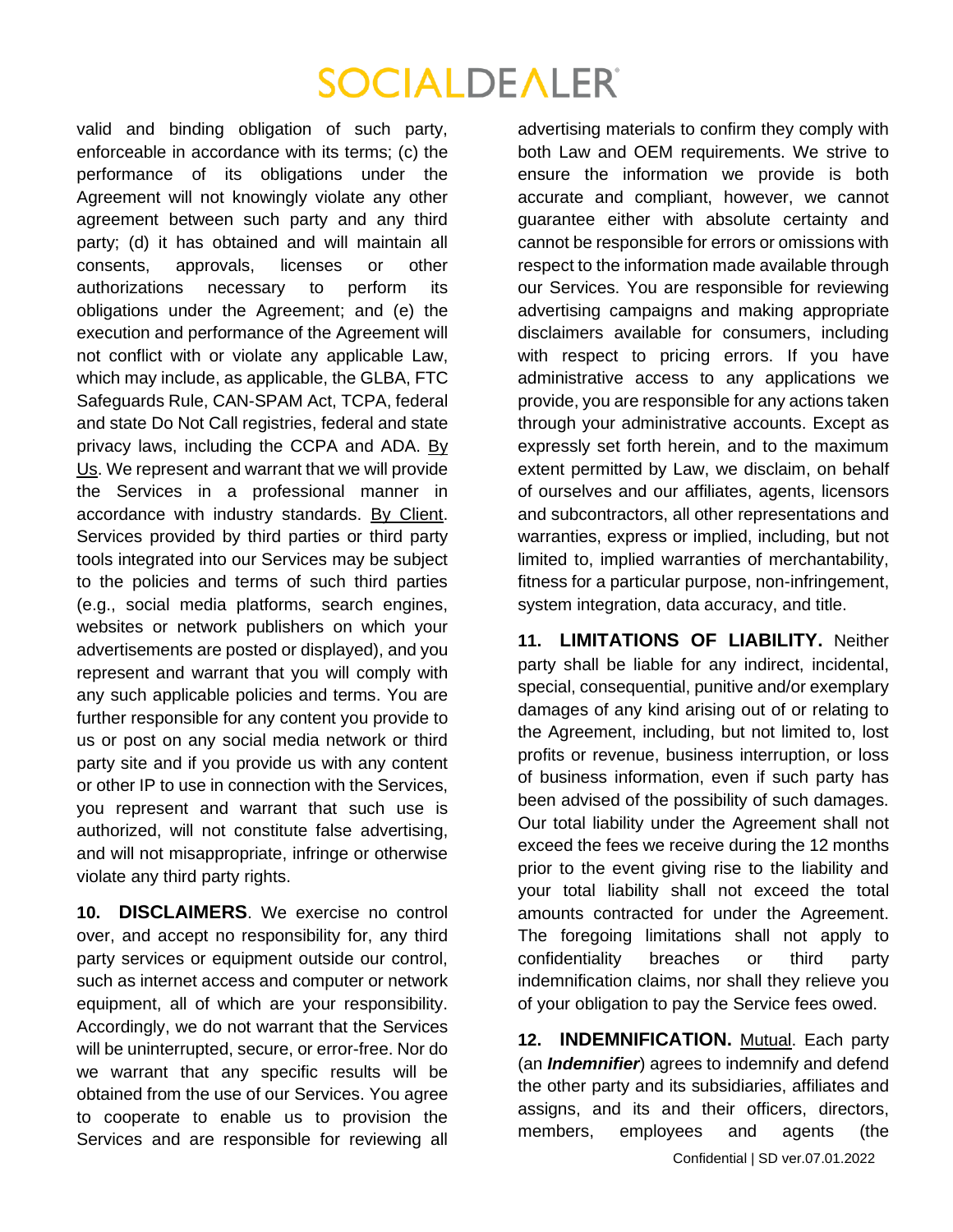valid and binding obligation of such party, enforceable in accordance with its terms; (c) the performance of its obligations under the Agreement will not knowingly violate any other agreement between such party and any third party; (d) it has obtained and will maintain all consents, approvals, licenses or other authorizations necessary to perform its obligations under the Agreement; and (e) the execution and performance of the Agreement will not conflict with or violate any applicable Law, which may include, as applicable, the GLBA, FTC Safeguards Rule, CAN-SPAM Act, TCPA, federal and state Do Not Call registries, federal and state privacy laws, including the CCPA and ADA. By Us. We represent and warrant that we will provide the Services in a professional manner in accordance with industry standards. By Client. Services provided by third parties or third party tools integrated into our Services may be subject to the policies and terms of such third parties (e.g., social media platforms, search engines, websites or network publishers on which your advertisements are posted or displayed), and you represent and warrant that you will comply with any such applicable policies and terms. You are further responsible for any content you provide to us or post on any social media network or third party site and if you provide us with any content or other IP to use in connection with the Services, you represent and warrant that such use is authorized, will not constitute false advertising, and will not misappropriate, infringe or otherwise violate any third party rights.

**10. DISCLAIMERS**. We exercise no control over, and accept no responsibility for, any third party services or equipment outside our control, such as internet access and computer or network equipment, all of which are your responsibility. Accordingly, we do not warrant that the Services will be uninterrupted, secure, or error-free. Nor do we warrant that any specific results will be obtained from the use of our Services. You agree to cooperate to enable us to provision the Services and are responsible for reviewing all advertising materials to confirm they comply with both Law and OEM requirements. We strive to ensure the information we provide is both accurate and compliant, however, we cannot guarantee either with absolute certainty and cannot be responsible for errors or omissions with respect to the information made available through our Services. You are responsible for reviewing advertising campaigns and making appropriate disclaimers available for consumers, including with respect to pricing errors. If you have administrative access to any applications we provide, you are responsible for any actions taken through your administrative accounts. Except as expressly set forth herein, and to the maximum extent permitted by Law, we disclaim, on behalf of ourselves and our affiliates, agents, licensors and subcontractors, all other representations and warranties, express or implied, including, but not limited to, implied warranties of merchantability, fitness for a particular purpose, non-infringement, system integration, data accuracy, and title.

**11. LIMITATIONS OF LIABILITY.** Neither party shall be liable for any indirect, incidental, special, consequential, punitive and/or exemplary damages of any kind arising out of or relating to the Agreement, including, but not limited to, lost profits or revenue, business interruption, or loss of business information, even if such party has been advised of the possibility of such damages. Our total liability under the Agreement shall not exceed the fees we receive during the 12 months prior to the event giving rise to the liability and your total liability shall not exceed the total amounts contracted for under the Agreement. The foregoing limitations shall not apply to confidentiality breaches or third party indemnification claims, nor shall they relieve you of your obligation to pay the Service fees owed.

**12. INDEMNIFICATION.** Mutual. Each party (an ***Indemnifier***) agrees to indemnify and defend the other party and its subsidiaries, affiliates and assigns, and its and their officers, directors, members, employees and agents (the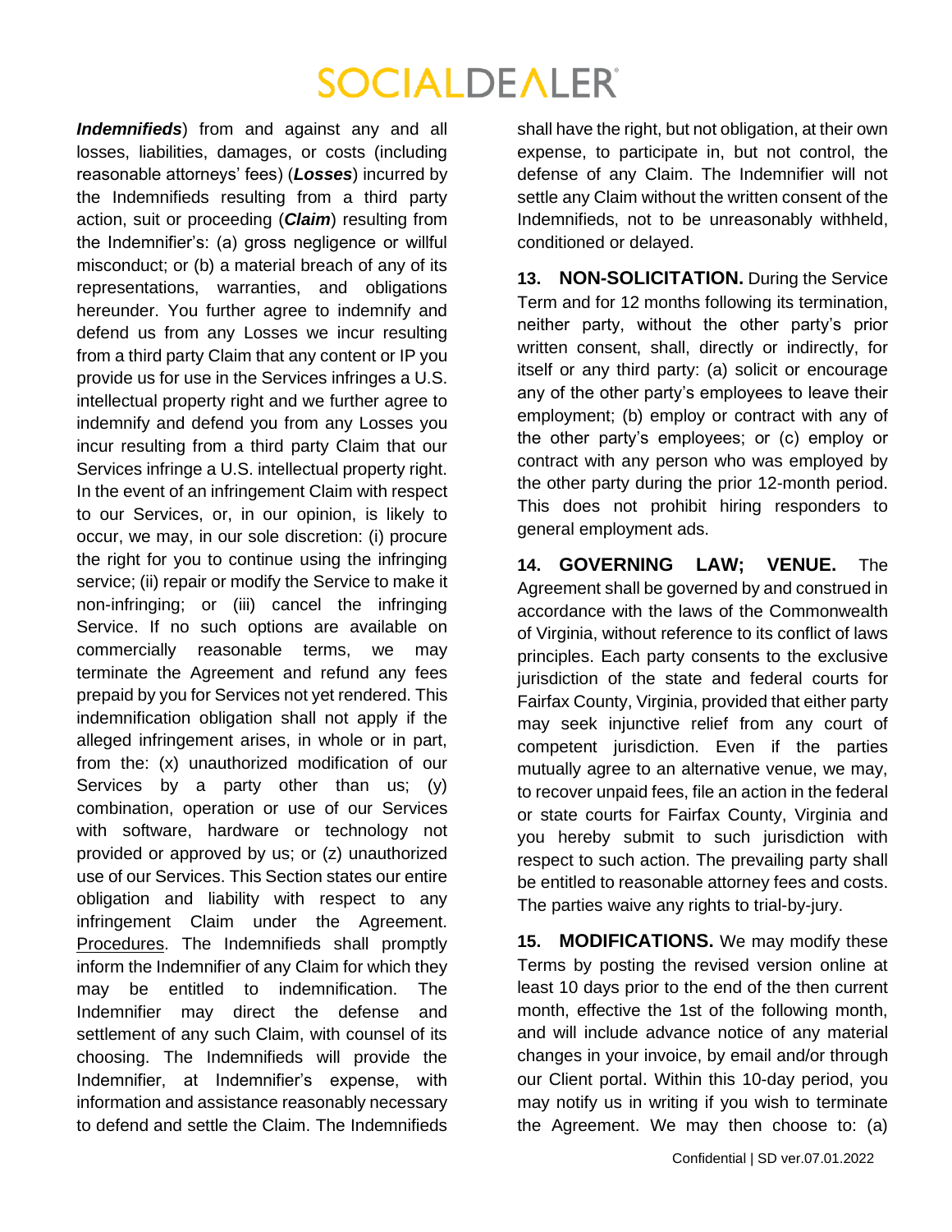***Indemnifieds***) from and against any and all losses, liabilities, damages, or costs (including reasonable attorneys' fees) (***Losses***) incurred by the Indemnifieds resulting from a third party action, suit or proceeding (***Claim***) resulting from the Indemnifier's: (a) gross negligence or willful misconduct; or (b) a material breach of any of its representations, warranties, and obligations hereunder. You further agree to indemnify and defend us from any Losses we incur resulting from a third party Claim that any content or IP you provide us for use in the Services infringes a U.S. intellectual property right and we further agree to indemnify and defend you from any Losses you incur resulting from a third party Claim that our Services infringe a U.S. intellectual property right. In the event of an infringement Claim with respect to our Services, or, in our opinion, is likely to occur, we may, in our sole discretion: (i) procure the right for you to continue using the infringing service; (ii) repair or modify the Service to make it non-infringing; or (iii) cancel the infringing Service. If no such options are available on commercially reasonable terms, we may terminate the Agreement and refund any fees prepaid by you for Services not yet rendered. This indemnification obligation shall not apply if the alleged infringement arises, in whole or in part, from the: (x) unauthorized modification of our Services by a party other than us; (y) combination, operation or use of our Services with software, hardware or technology not provided or approved by us; or (z) unauthorized use of our Services. This Section states our entire obligation and liability with respect to any infringement Claim under the Agreement. <u>Procedures</u>. The Indemnifieds shall promptly inform the Indemnifier of any Claim for which they may be entitled to indemnification. The Indemnifier may direct the defense and settlement of any such Claim, with counsel of its choosing. The Indemnifieds will provide the Indemnifier, at Indemnifier's expense, with information and assistance reasonably necessary to defend and settle the Claim. The Indemnifieds shall have the right, but not obligation, at their own expense, to participate in, but not control, the defense of any Claim. The Indemnifier will not settle any Claim without the written consent of the Indemnifieds, not to be unreasonably withheld, conditioned or delayed.

**13. NON-SOLICITATION.** During the Service Term and for 12 months following its termination, neither party, without the other party's prior written consent, shall, directly or indirectly, for itself or any third party: (a) solicit or encourage any of the other party's employees to leave their employment; (b) employ or contract with any of the other party's employees; or (c) employ or contract with any person who was employed by the other party during the prior 12-month period. This does not prohibit hiring responders to general employment ads.

**14. GOVERNING LAW; VENUE.** The Agreement shall be governed by and construed in accordance with the laws of the Commonwealth of Virginia, without reference to its conflict of laws principles. Each party consents to the exclusive jurisdiction of the state and federal courts for Fairfax County, Virginia, provided that either party may seek injunctive relief from any court of competent jurisdiction. Even if the parties mutually agree to an alternative venue, we may, to recover unpaid fees, file an action in the federal or state courts for Fairfax County, Virginia and you hereby submit to such jurisdiction with respect to such action. The prevailing party shall be entitled to reasonable attorney fees and costs. The parties waive any rights to trial-by-jury.

**15. MODIFICATIONS.** We may modify these Terms by posting the revised version online at least 10 days prior to the end of the then current month, effective the 1st of the following month, and will include advance notice of any material changes in your invoice, by email and/or through our Client portal. Within this 10-day period, you may notify us in writing if you wish to terminate the Agreement. We may then choose to: (a)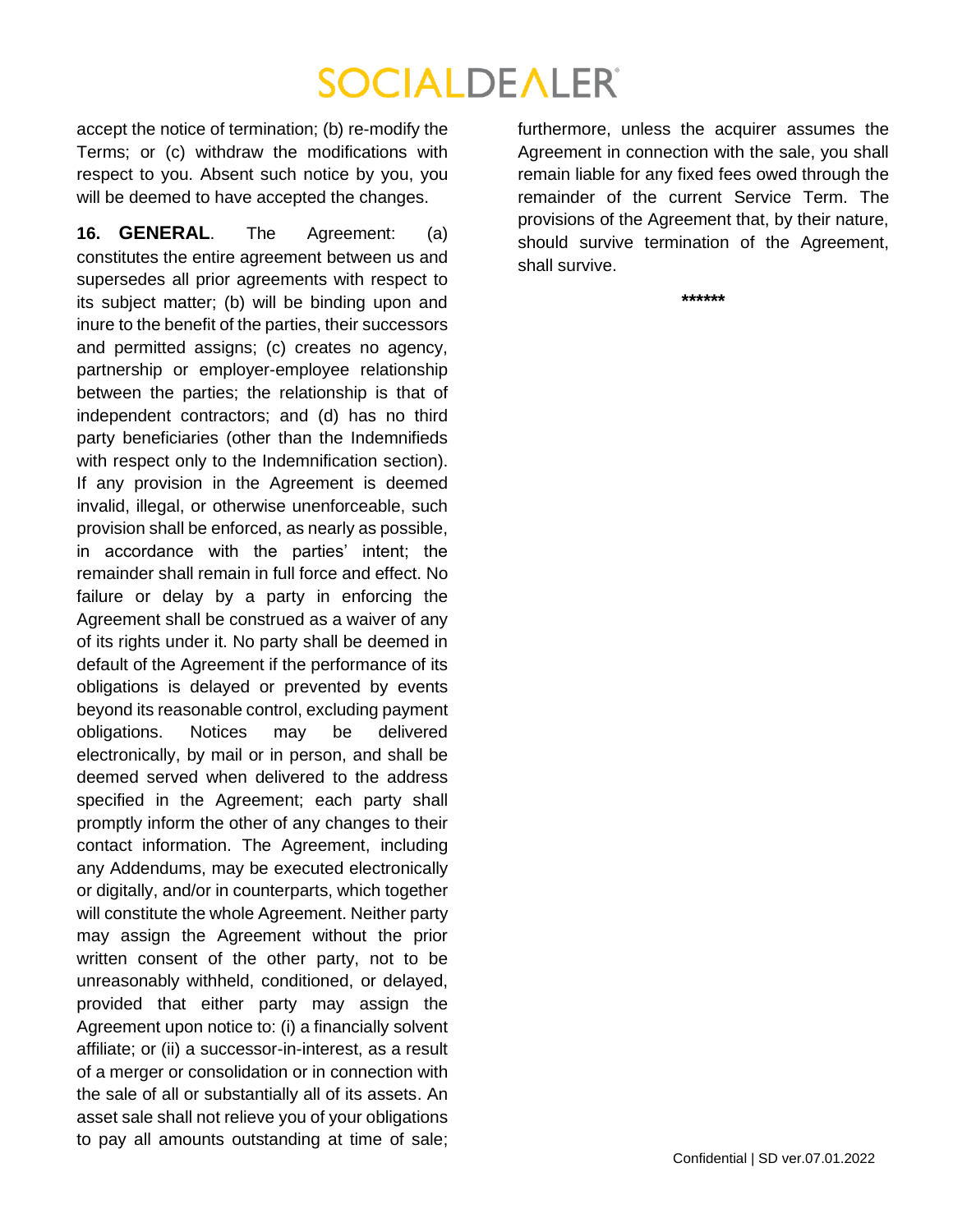accept the notice of termination; (b) re-modify the Terms; or (c) withdraw the modifications with respect to you. Absent such notice by you, you will be deemed to have accepted the changes.

**16. GENERAL**. The Agreement: (a) constitutes the entire agreement between us and supersedes all prior agreements with respect to its subject matter; (b) will be binding upon and inure to the benefit of the parties, their successors and permitted assigns; (c) creates no agency, partnership or employer-employee relationship between the parties; the relationship is that of independent contractors; and (d) has no third party beneficiaries (other than the Indemnifieds with respect only to the Indemnification section). If any provision in the Agreement is deemed invalid, illegal, or otherwise unenforceable, such provision shall be enforced, as nearly as possible, in accordance with the parties' intent; the remainder shall remain in full force and effect. No failure or delay by a party in enforcing the Agreement shall be construed as a waiver of any of its rights under it. No party shall be deemed in default of the Agreement if the performance of its obligations is delayed or prevented by events beyond its reasonable control, excluding payment obligations. Notices may be delivered electronically, by mail or in person, and shall be deemed served when delivered to the address specified in the Agreement; each party shall promptly inform the other of any changes to their contact information. The Agreement, including any Addendums, may be executed electronically or digitally, and/or in counterparts, which together will constitute the whole Agreement. Neither party may assign the Agreement without the prior written consent of the other party, not to be unreasonably withheld, conditioned, or delayed, provided that either party may assign the Agreement upon notice to: (i) a financially solvent affiliate; or (ii) a successor-in-interest, as a result of a merger or consolidation or in connection with the sale of all or substantially all of its assets. An asset sale shall not relieve you of your obligations to pay all amounts outstanding at time of sale; furthermore, unless the acquirer assumes the Agreement in connection with the sale, you shall remain liable for any fixed fees owed through the remainder of the current Service Term. The provisions of the Agreement that, by their nature, should survive termination of the Agreement, shall survive.

******